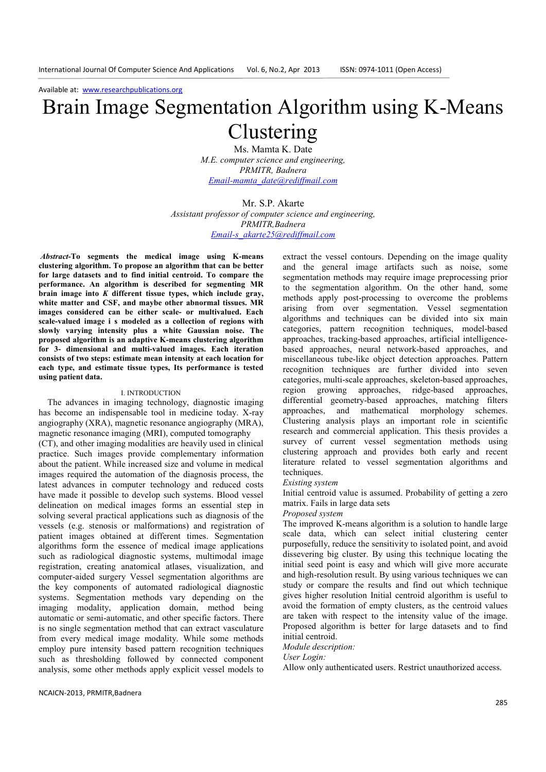Available at: www.researchpublications.org

# Brain Image Segmentation Algorithm using K-Means Clustering

Ms. Mamta K. Date
*M.E. computer science and engineering,*
*PRMITR, Badnera*
*Email-mamta_date@rediffmail.com*

Mr. S.P. Akarte
*Assistant professor of computer science and engineering,*
*PRMITR,Badnera*
*Email-s_akarte25@rediffmail.com*

***Abstract*-To segments the medical image using K-means clustering algorithm. To propose an algorithm that can be better for large datasets and to find initial centroid. To compare the performance. An algorithm is described for segmenting MR brain image into *K* different tissue types, which include gray, white matter and CSF, and maybe other abnormal tissues. MR images considered can be either scale- or multivalued. Each scale-valued image i s modeled as a collection of regions with slowly varying intensity plus a white Gaussian noise. The proposed algorithm is an adaptive K-means clustering algorithm for 3- dimensional and multi-valued images. Each iteration consists of two steps: estimate mean intensity at each location for each type, and estimate tissue types, Its performance is tested using patient data.**

## I. INTRODUCTION

The advances in imaging technology, diagnostic imaging has become an indispensable tool in medicine today. X-ray angiography (XRA), magnetic resonance angiography (MRA), magnetic resonance imaging (MRI), computed tomography (CT), and other imaging modalities are heavily used in clinical practice. Such images provide complementary information about the patient. While increased size and volume in medical images required the automation of the diagnosis process, the latest advances in computer technology and reduced costs have made it possible to develop such systems. Blood vessel delineation on medical images forms an essential step in solving several practical applications such as diagnosis of the vessels (e.g. stenosis or malformations) and registration of patient images obtained at different times. Segmentation algorithms form the essence of medical image applications such as radiological diagnostic systems, multimodal image registration, creating anatomical atlases, visualization, and computer-aided surgery Vessel segmentation algorithms are the key components of automated radiological diagnostic systems. Segmentation methods vary depending on the imaging modality, application domain, method being automatic or semi-automatic, and other specific factors. There is no single segmentation method that can extract vasculature from every medical image modality. While some methods employ pure intensity based pattern recognition techniques such as thresholding followed by connected component analysis, some other methods apply explicit vessel models to extract the vessel contours. Depending on the image quality and the general image artifacts such as noise, some segmentation methods may require image preprocessing prior to the segmentation algorithm. On the other hand, some methods apply post-processing to overcome the problems arising from over segmentation. Vessel segmentation algorithms and techniques can be divided into six main categories, pattern recognition techniques, model-based approaches, tracking-based approaches, artificial intelligence-based approaches, neural network-based approaches, and miscellaneous tube-like object detection approaches. Pattern recognition techniques are further divided into seven categories, multi-scale approaches, skeleton-based approaches, region growing approaches, ridge-based approaches, differential geometry-based approaches, matching filters approaches, and mathematical morphology schemes. Clustering analysis plays an important role in scientific research and commercial application. This thesis provides a survey of current vessel segmentation methods using clustering approach and provides both early and recent literature related to vessel segmentation algorithms and techniques.

*Existing system*

Initial centroid value is assumed. Probability of getting a zero matrix. Fails in large data sets

*Proposed system*

The improved K-means algorithm is a solution to handle large scale data, which can select initial clustering center purposefully, reduce the sensitivity to isolated point, and avoid dissevering big cluster. By using this technique locating the initial seed point is easy and which will give more accurate and high-resolution result. By using various techniques we can study or compare the results and find out which technique gives higher resolution Initial centroid algorithm is useful to avoid the formation of empty clusters, as the centroid values are taken with respect to the intensity value of the image. Proposed algorithm is better for large datasets and to find initial centroid.

*Module description:*

*User Login:*

Allow only authenticated users. Restrict unauthorized access.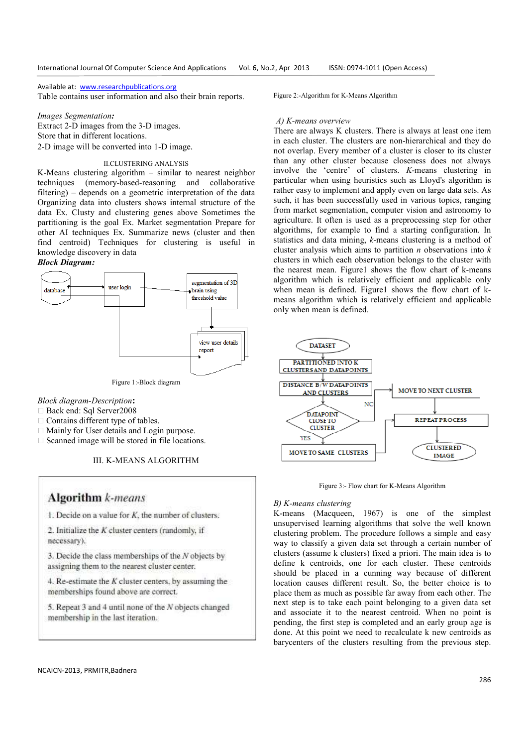Table contains user information and also their brain reports.

*Images Segmentation:*
Extract 2-D images from the 3-D images.
Store that in different locations.
2-D image will be converted into 1-D image.

## II. CLUSTERING ANALYSIS

K-Means clustering algorithm – similar to nearest neighbor techniques (memory-based-reasoning and collaborative filtering) – depends on a geometric interpretation of the data Organizing data into clusters shows internal structure of the data Ex. Clusty and clustering genes above Sometimes the partitioning is the goal Ex. Market segmentation Prepare for other AI techniques Ex. Summarize news (cluster and then find centroid) Techniques for clustering is useful in knowledge discovery in data

***Block Diagram:***

Figure 1:-Block diagram

*Block diagram-Description*:

- Back end: Sql Server2008
- Contains different type of tables.
- Mainly for User details and Login purpose.
- Scanned image will be stored in file locations.

## III. K-MEANS ALGORITHM

**Algorithm** *k-means*

1. Decide on a value for $K$, the number of clusters.
2. Initialize the $K$ cluster centers (randomly, if necessary).
3. Decide the class memberships of the $N$ objects by assigning them to the nearest cluster center.
4. Re-estimate the $K$ cluster centers, by assuming the memberships found above are correct.
5. Repeat 3 and 4 until none of the $N$ objects changed membership in the last iteration.

Figure 2:-Algorithm for K-Means Algorithm

### *A) K-means overview*

There are always K clusters. There is always at least one item in each cluster. The clusters are non-hierarchical and they do not overlap. Every member of a cluster is closer to its cluster than any other cluster because closeness does not always involve the 'centre' of clusters. *K*-means clustering in particular when using heuristics such as Lloyd's algorithm is rather easy to implement and apply even on large data sets. As such, it has been successfully used in various topics, ranging from market segmentation, computer vision and astronomy to agriculture. It often is used as a preprocessing step for other algorithms, for example to find a starting configuration. In statistics and data mining, *k*-means clustering is a method of cluster analysis which aims to partition *n* observations into *k* clusters in which each observation belongs to the cluster with the nearest mean. Figure1 shows the flow chart of k-means algorithm which is relatively efficient and applicable only when mean is defined. Figure1 shows the flow chart of k-means algorithm which is relatively efficient and applicable only when mean is defined.

Figure 3:- Flow chart for K-Means Algorithm

### *B) K-means clustering*

K-means (Macqueen, 1967) is one of the simplest unsupervised learning algorithms that solve the well known clustering problem. The procedure follows a simple and easy way to classify a given data set through a certain number of clusters (assume k clusters) fixed a priori. The main idea is to define k centroids, one for each cluster. These centroids should be placed in a cunning way because of different location causes different result. So, the better choice is to place them as much as possible far away from each other. The next step is to take each point belonging to a given data set and associate it to the nearest centroid. When no point is pending, the first step is completed and an early group age is done. At this point we need to recalculate k new centroids as barycenters of the clusters resulting from the previous step.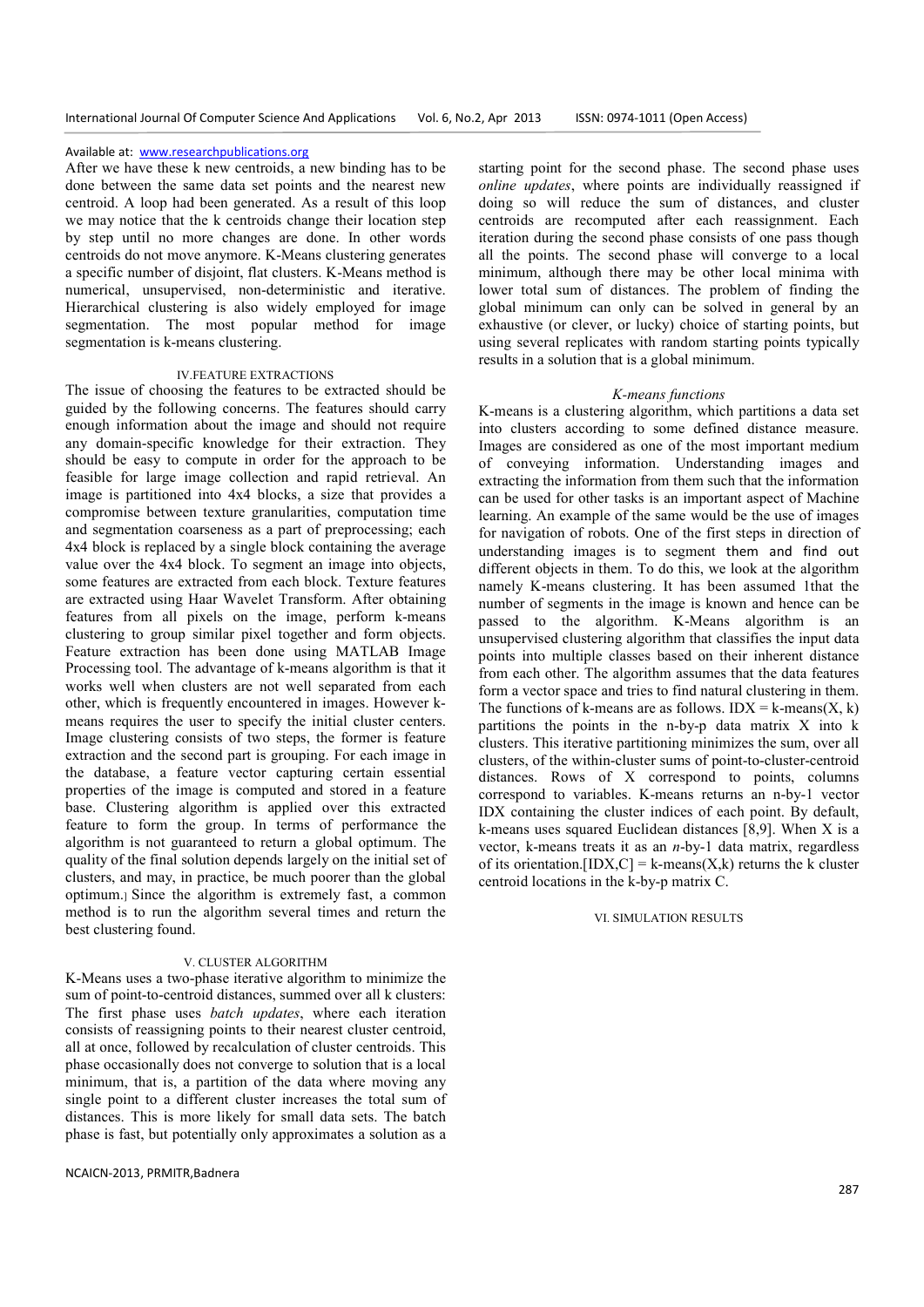After we have these k new centroids, a new binding has to be done between the same data set points and the nearest new centroid. A loop had been generated. As a result of this loop we may notice that the k centroids change their location step by step until no more changes are done. In other words centroids do not move anymore. K-Means clustering generates a specific number of disjoint, flat clusters. K-Means method is numerical, unsupervised, non-deterministic and iterative. Hierarchical clustering is also widely employed for image segmentation. The most popular method for image segmentation is k-means clustering.

## IV.FEATURE EXTRACTIONS

The issue of choosing the features to be extracted should be guided by the following concerns. The features should carry enough information about the image and should not require any domain-specific knowledge for their extraction. They should be easy to compute in order for the approach to be feasible for large image collection and rapid retrieval. An image is partitioned into 4x4 blocks, a size that provides a compromise between texture granularities, computation time and segmentation coarseness as a part of preprocessing; each 4x4 block is replaced by a single block containing the average value over the 4x4 block. To segment an image into objects, some features are extracted from each block. Texture features are extracted using Haar Wavelet Transform. After obtaining features from all pixels on the image, perform k-means clustering to group similar pixel together and form objects. Feature extraction has been done using MATLAB Image Processing tool. The advantage of k-means algorithm is that it works well when clusters are not well separated from each other, which is frequently encountered in images. However k-means requires the user to specify the initial cluster centers. Image clustering consists of two steps, the former is feature extraction and the second part is grouping. For each image in the database, a feature vector capturing certain essential properties of the image is computed and stored in a feature base. Clustering algorithm is applied over this extracted feature to form the group. In terms of performance the algorithm is not guaranteed to return a global optimum. The quality of the final solution depends largely on the initial set of clusters, and may, in practice, be much poorer than the global optimum.] Since the algorithm is extremely fast, a common method is to run the algorithm several times and return the best clustering found.

## V. CLUSTER ALGORITHM

K-Means uses a two-phase iterative algorithm to minimize the sum of point-to-centroid distances, summed over all k clusters: The first phase uses *batch updates*, where each iteration consists of reassigning points to their nearest cluster centroid, all at once, followed by recalculation of cluster centroids. This phase occasionally does not converge to solution that is a local minimum, that is, a partition of the data where moving any single point to a different cluster increases the total sum of distances. This is more likely for small data sets. The batch phase is fast, but potentially only approximates a solution as a starting point for the second phase. The second phase uses *online updates*, where points are individually reassigned if doing so will reduce the sum of distances, and cluster centroids are recomputed after each reassignment. Each iteration during the second phase consists of one pass though all the points. The second phase will converge to a local minimum, although there may be other local minima with lower total sum of distances. The problem of finding the global minimum can only can be solved in general by an exhaustive (or clever, or lucky) choice of starting points, but using several replicates with random starting points typically results in a solution that is a global minimum.

### *K-means functions*

K-means is a clustering algorithm, which partitions a data set into clusters according to some defined distance measure. Images are considered as one of the most important medium of conveying information. Understanding images and extracting the information from them such that the information can be used for other tasks is an important aspect of Machine learning. An example of the same would be the use of images for navigation of robots. One of the first steps in direction of understanding images is to segment them and find out different objects in them. To do this, we look at the algorithm namely K-means clustering. It has been assumed 1that the number of segments in the image is known and hence can be passed to the algorithm. K-Means algorithm is an unsupervised clustering algorithm that classifies the input data points into multiple classes based on their inherent distance from each other. The algorithm assumes that the data features form a vector space and tries to find natural clustering in them. The functions of k-means are as follows. IDX = k-means(X, k) partitions the points in the n-by-p data matrix X into k clusters. This iterative partitioning minimizes the sum, over all clusters, of the within-cluster sums of point-to-cluster-centroid distances. Rows of X correspond to points, columns correspond to variables. K-means returns an n-by-1 vector IDX containing the cluster indices of each point. By default, k-means uses squared Euclidean distances [8,9]. When X is a vector, k-means treats it as an *n*-by-1 data matrix, regardless of its orientation.[IDX,C] = k-means(X,k) returns the k cluster centroid locations in the k-by-p matrix C.

## VI. SIMULATION RESULTS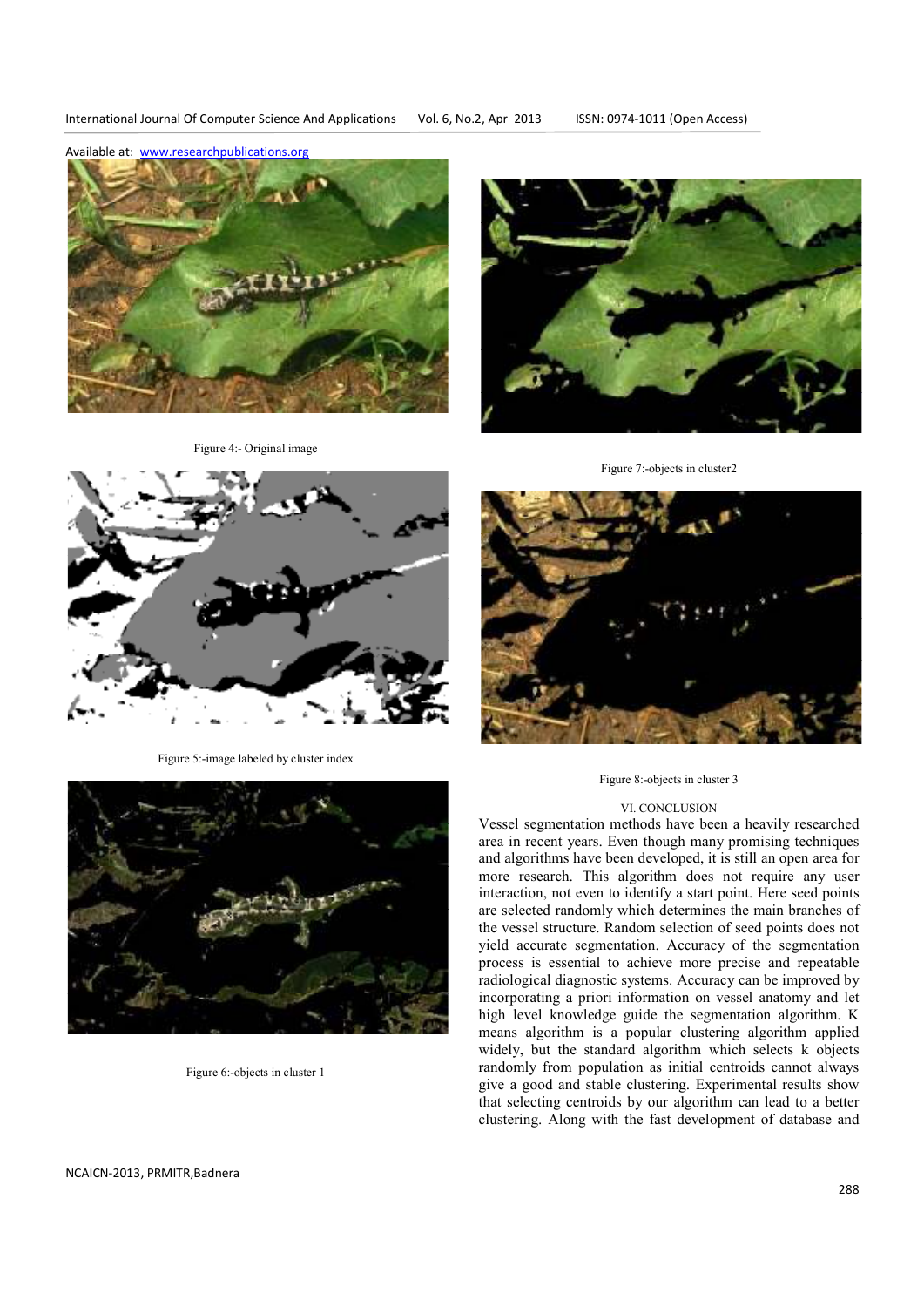Figure 4:- Original image

Figure 5:-image labeled by cluster index

Figure 6:-objects in cluster 1

Figure 7:-objects in cluster2

Figure 8:-objects in cluster 3

## VI. CONCLUSION

Vessel segmentation methods have been a heavily researched area in recent years. Even though many promising techniques and algorithms have been developed, it is still an open area for more research. This algorithm does not require any user interaction, not even to identify a start point. Here seed points are selected randomly which determines the main branches of the vessel structure. Random selection of seed points does not yield accurate segmentation. Accuracy of the segmentation process is essential to achieve more precise and repeatable radiological diagnostic systems. Accuracy can be improved by incorporating a priori information on vessel anatomy and let high level knowledge guide the segmentation algorithm. K means algorithm is a popular clustering algorithm applied widely, but the standard algorithm which selects k objects randomly from population as initial centroids cannot always give a good and stable clustering. Experimental results show that selecting centroids by our algorithm can lead to a better clustering. Along with the fast development of database and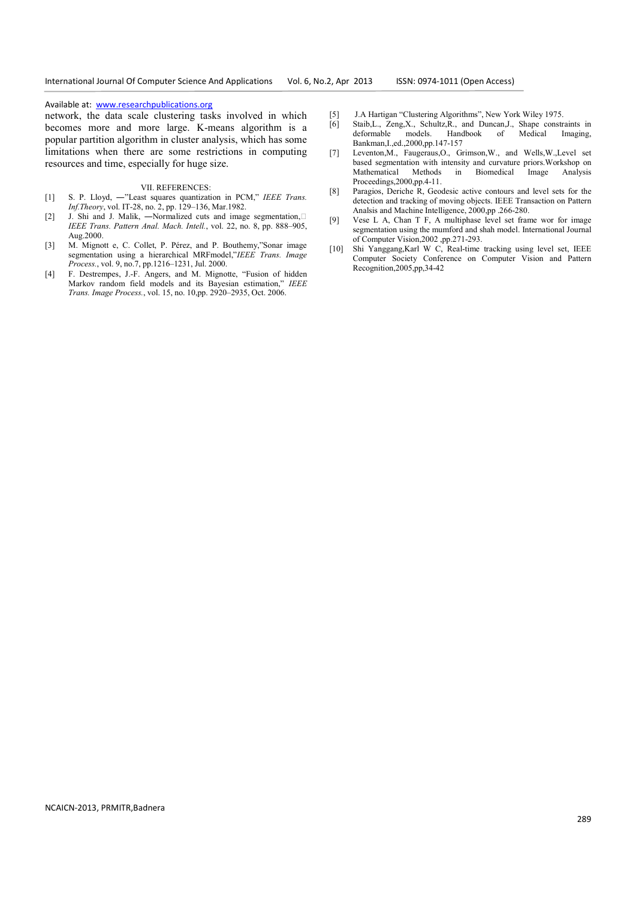network, the data scale clustering tasks involved in which becomes more and more large. K-means algorithm is a popular partition algorithm in cluster analysis, which has some limitations when there are some restrictions in computing resources and time, especially for huge size.

## VII. REFERENCES:

[1] S. P. Lloyd, ―"Least squares quantization in PCM," *IEEE Trans. Inf.Theory*, vol. IT-28, no. 2, pp. 129–136, Mar.1982.

[2] J. Shi and J. Malik, ―Normalized cuts and image segmentation, *IEEE Trans. Pattern Anal. Mach. Intell.*, vol. 22, no. 8, pp. 888–905, Aug.2000.

[3] M. Mignott e, C. Collet, P. Pérez, and P. Bouthemy,"Sonar image segmentation using a hierarchical MRFmodel,"*IEEE Trans. Image Process.*, vol. 9, no.7, pp.1216–1231, Jul. 2000.

[4] F. Destrempes, J.-F. Angers, and M. Mignotte, "Fusion of hidden Markov random field models and its Bayesian estimation," *IEEE Trans. Image Process.*, vol. 15, no. 10,pp. 2920–2935, Oct. 2006.

[5] J.A Hartigan "Clustering Algorithms", New York Wiley 1975.

[6] Staib,L., Zeng,X., Schultz,R., and Duncan,J., Shape constraints in deformable models. Handbook of Medical Imaging, Bankman,I.,ed.,2000,pp.147-157

[7] Leventon,M., Faugeraus,O., Grimson,W., and Wells,W.,Level set based segmentation with intensity and curvature priors.Workshop on Mathematical Methods in Biomedical Image Analysis Proceedings,2000,pp.4-11.

[8] Paragios, Deriche R, Geodesic active contours and level sets for the detection and tracking of moving objects. IEEE Transaction on Pattern Analsis and Machine Intelligence, 2000,pp .266-280.

[9] Vese L A, Chan T F, A multiphase level set frame wor for image segmentation using the mumford and shah model. International Journal of Computer Vision,2002 ,pp.271-293.

[10] Shi Yanggang,Karl W C, Real-time tracking using level set, IEEE Computer Society Conference on Computer Vision and Pattern Recognition,2005,pp,34-42

NCAICN-2013, PRMITR,Badnera